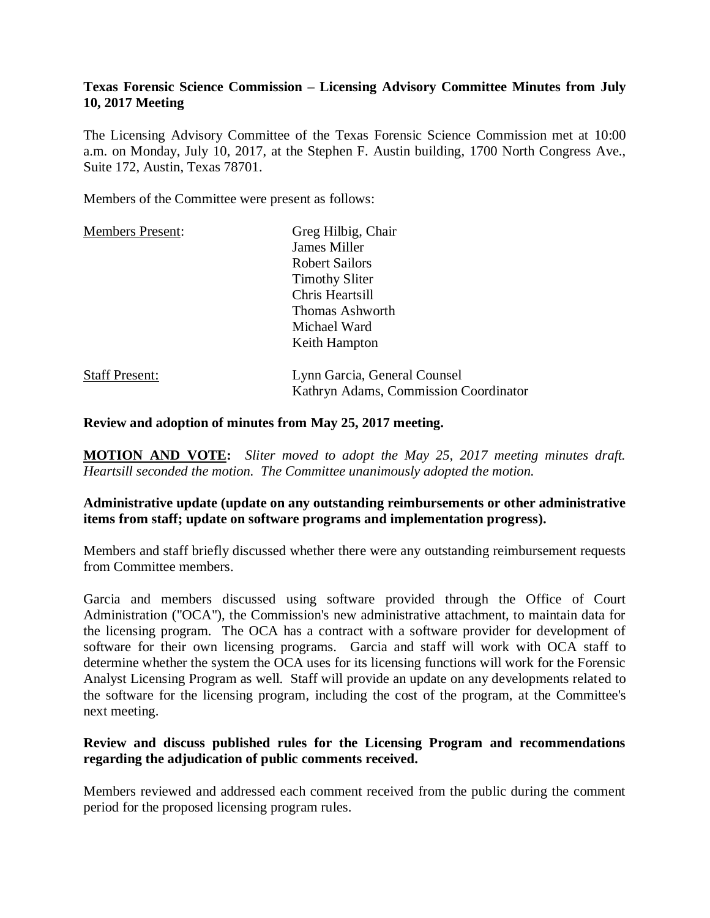**Texas Forensic Science Commission – Licensing Advisory Committee Minutes from July 10, 2017 Meeting**

The Licensing Advisory Committee of the Texas Forensic Science Commission met at 10:00 a.m. on Monday, July 10, 2017, at the Stephen F. Austin building, 1700 North Congress Ave., Suite 172, Austin, Texas 78701.

Members of the Committee were present as follows:

| Members Present: | Greg Hilbig, Chair<br>James Miller<br>Robert Sailors<br>Timothy Sliter<br>Chris Heartsill<br>Thomas Ashworth<br>Michael Ward<br>Keith Hampton |
|---|---|
| Staff Present: | Lynn Garcia, General Counsel<br>Kathryn Adams, Commission Coordinator |

**Review and adoption of minutes from May 25, 2017 meeting.**

**MOTION AND VOTE:** *Sliter moved to adopt the May 25, 2017 meeting minutes draft. Heartsill seconded the motion. The Committee unanimously adopted the motion.*

**Administrative update (update on any outstanding reimbursements or other administrative items from staff; update on software programs and implementation progress).**

Members and staff briefly discussed whether there were any outstanding reimbursement requests from Committee members.

Garcia and members discussed using software provided through the Office of Court Administration ("OCA"), the Commission's new administrative attachment, to maintain data for the licensing program. The OCA has a contract with a software provider for development of software for their own licensing programs. Garcia and staff will work with OCA staff to determine whether the system the OCA uses for its licensing functions will work for the Forensic Analyst Licensing Program as well. Staff will provide an update on any developments related to the software for the licensing program, including the cost of the program, at the Committee's next meeting.

**Review and discuss published rules for the Licensing Program and recommendations regarding the adjudication of public comments received.**

Members reviewed and addressed each comment received from the public during the comment period for the proposed licensing program rules.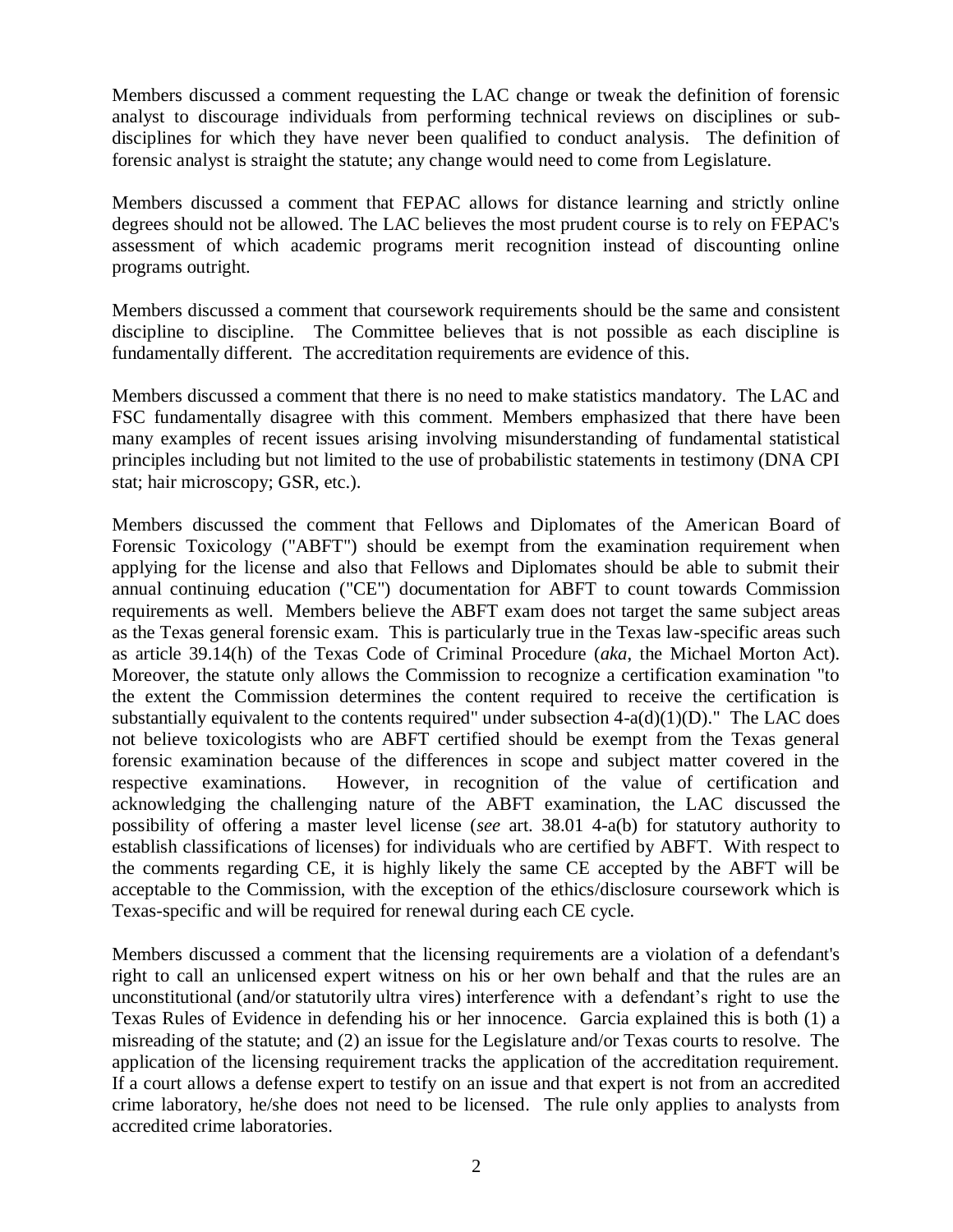Members discussed a comment requesting the LAC change or tweak the definition of forensic analyst to discourage individuals from performing technical reviews on disciplines or sub-disciplines for which they have never been qualified to conduct analysis. The definition of forensic analyst is straight the statute; any change would need to come from Legislature.

Members discussed a comment that FEPAC allows for distance learning and strictly online degrees should not be allowed. The LAC believes the most prudent course is to rely on FEPAC's assessment of which academic programs merit recognition instead of discounting online programs outright.

Members discussed a comment that coursework requirements should be the same and consistent discipline to discipline. The Committee believes that is not possible as each discipline is fundamentally different. The accreditation requirements are evidence of this.

Members discussed a comment that there is no need to make statistics mandatory. The LAC and FSC fundamentally disagree with this comment. Members emphasized that there have been many examples of recent issues arising involving misunderstanding of fundamental statistical principles including but not limited to the use of probabilistic statements in testimony (DNA CPI stat; hair microscopy; GSR, etc.).

Members discussed the comment that Fellows and Diplomates of the American Board of Forensic Toxicology ("ABFT") should be exempt from the examination requirement when applying for the license and also that Fellows and Diplomates should be able to submit their annual continuing education ("CE") documentation for ABFT to count towards Commission requirements as well. Members believe the ABFT exam does not target the same subject areas as the Texas general forensic exam. This is particularly true in the Texas law-specific areas such as article 39.14(h) of the Texas Code of Criminal Procedure (*aka*, the Michael Morton Act). Moreover, the statute only allows the Commission to recognize a certification examination "to the extent the Commission determines the content required to receive the certification is substantially equivalent to the contents required" under subsection 4-a(d)(1)(D)." The LAC does not believe toxicologists who are ABFT certified should be exempt from the Texas general forensic examination because of the differences in scope and subject matter covered in the respective examinations. However, in recognition of the value of certification and acknowledging the challenging nature of the ABFT examination, the LAC discussed the possibility of offering a master level license (*see* art. 38.01 4-a(b) for statutory authority to establish classifications of licenses) for individuals who are certified by ABFT. With respect to the comments regarding CE, it is highly likely the same CE accepted by the ABFT will be acceptable to the Commission, with the exception of the ethics/disclosure coursework which is Texas-specific and will be required for renewal during each CE cycle.

Members discussed a comment that the licensing requirements are a violation of a defendant's right to call an unlicensed expert witness on his or her own behalf and that the rules are an unconstitutional (and/or statutorily ultra vires) interference with a defendant's right to use the Texas Rules of Evidence in defending his or her innocence. Garcia explained this is both (1) a misreading of the statute; and (2) an issue for the Legislature and/or Texas courts to resolve. The application of the licensing requirement tracks the application of the accreditation requirement. If a court allows a defense expert to testify on an issue and that expert is not from an accredited crime laboratory, he/she does not need to be licensed. The rule only applies to analysts from accredited crime laboratories.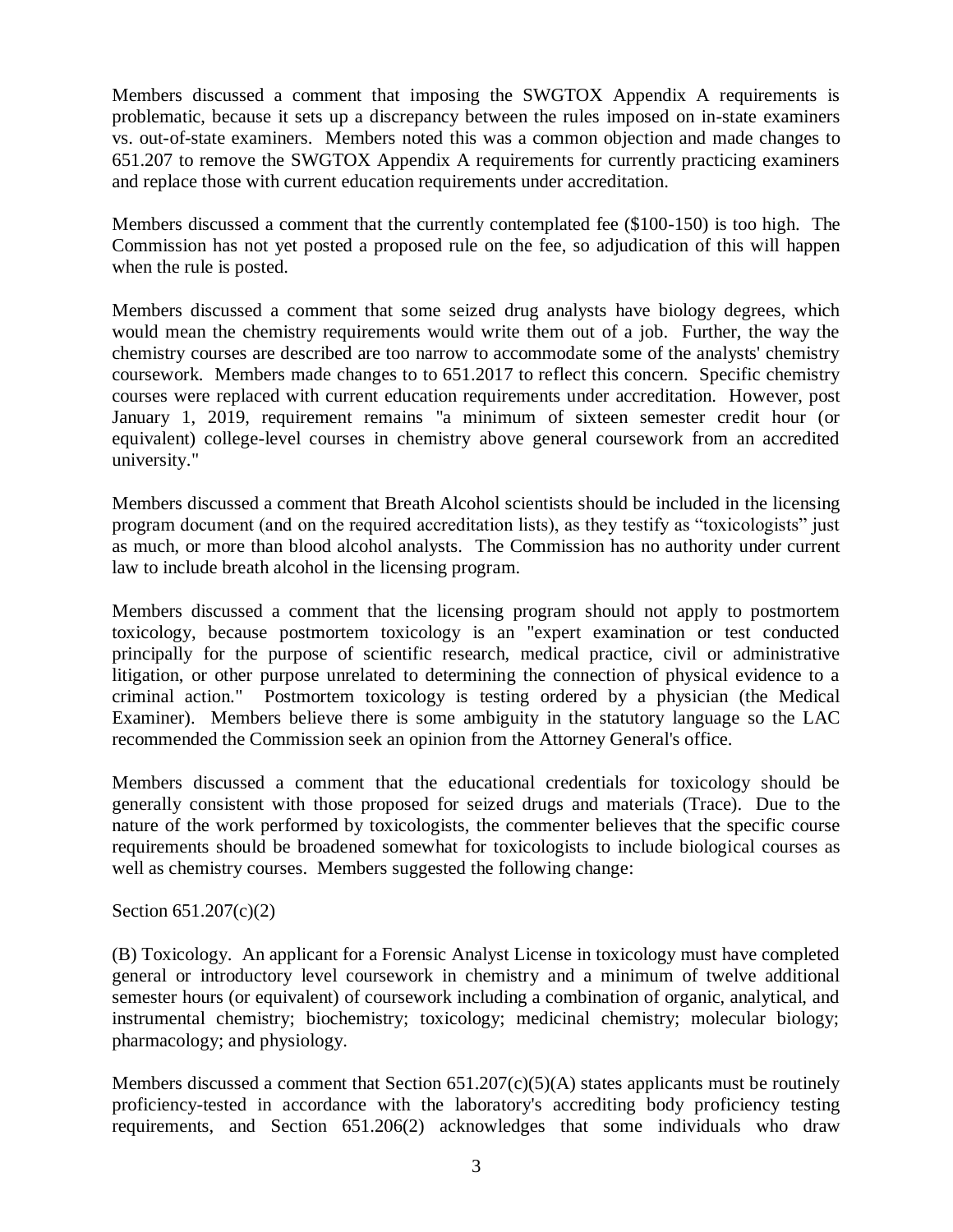Members discussed a comment that imposing the SWGTOX Appendix A requirements is problematic, because it sets up a discrepancy between the rules imposed on in-state examiners vs. out-of-state examiners. Members noted this was a common objection and made changes to 651.207 to remove the SWGTOX Appendix A requirements for currently practicing examiners and replace those with current education requirements under accreditation.

Members discussed a comment that the currently contemplated fee ($100-150) is too high. The Commission has not yet posted a proposed rule on the fee, so adjudication of this will happen when the rule is posted.

Members discussed a comment that some seized drug analysts have biology degrees, which would mean the chemistry requirements would write them out of a job. Further, the way the chemistry courses are described are too narrow to accommodate some of the analysts' chemistry coursework. Members made changes to to 651.2017 to reflect this concern. Specific chemistry courses were replaced with current education requirements under accreditation. However, post January 1, 2019, requirement remains "a minimum of sixteen semester credit hour (or equivalent) college-level courses in chemistry above general coursework from an accredited university."

Members discussed a comment that Breath Alcohol scientists should be included in the licensing program document (and on the required accreditation lists), as they testify as "toxicologists" just as much, or more than blood alcohol analysts. The Commission has no authority under current law to include breath alcohol in the licensing program.

Members discussed a comment that the licensing program should not apply to postmortem toxicology, because postmortem toxicology is an "expert examination or test conducted principally for the purpose of scientific research, medical practice, civil or administrative litigation, or other purpose unrelated to determining the connection of physical evidence to a criminal action." Postmortem toxicology is testing ordered by a physician (the Medical Examiner). Members believe there is some ambiguity in the statutory language so the LAC recommended the Commission seek an opinion from the Attorney General's office.

Members discussed a comment that the educational credentials for toxicology should be generally consistent with those proposed for seized drugs and materials (Trace). Due to the nature of the work performed by toxicologists, the commenter believes that the specific course requirements should be broadened somewhat for toxicologists to include biological courses as well as chemistry courses. Members suggested the following change:

Section 651.207(c)(2)

(B) Toxicology. An applicant for a Forensic Analyst License in toxicology must have completed general or introductory level coursework in chemistry and a minimum of twelve additional semester hours (or equivalent) of coursework including a combination of organic, analytical, and instrumental chemistry; biochemistry; toxicology; medicinal chemistry; molecular biology; pharmacology; and physiology.

Members discussed a comment that Section 651.207(c)(5)(A) states applicants must be routinely proficiency-tested in accordance with the laboratory's accrediting body proficiency testing requirements, and Section 651.206(2) acknowledges that some individuals who draw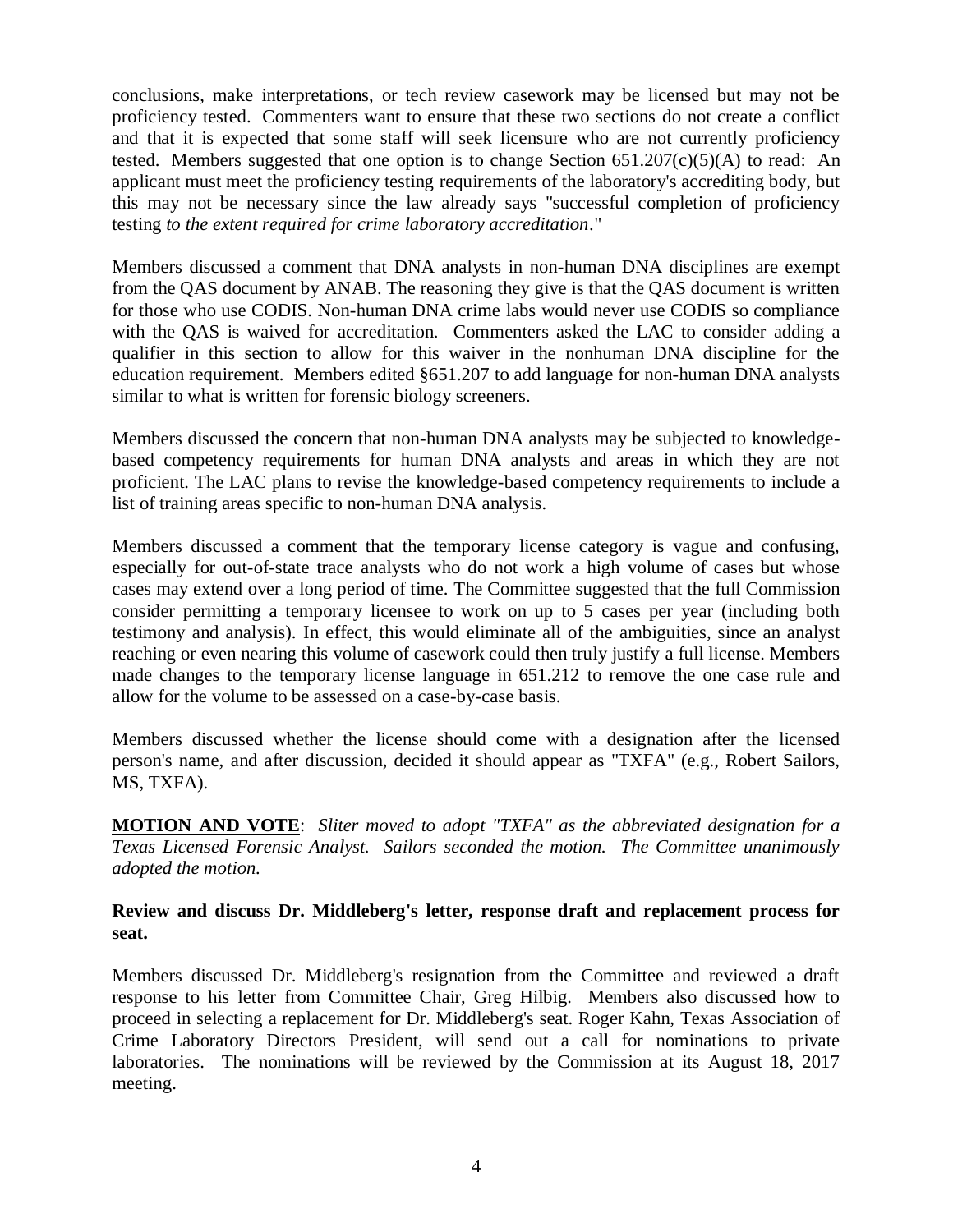conclusions, make interpretations, or tech review casework may be licensed but may not be proficiency tested. Commenters want to ensure that these two sections do not create a conflict and that it is expected that some staff will seek licensure who are not currently proficiency tested. Members suggested that one option is to change Section 651.207(c)(5)(A) to read: An applicant must meet the proficiency testing requirements of the laboratory's accrediting body, but this may not be necessary since the law already says "successful completion of proficiency testing *to the extent required for crime laboratory accreditation*."

Members discussed a comment that DNA analysts in non-human DNA disciplines are exempt from the QAS document by ANAB. The reasoning they give is that the QAS document is written for those who use CODIS. Non-human DNA crime labs would never use CODIS so compliance with the QAS is waived for accreditation. Commenters asked the LAC to consider adding a qualifier in this section to allow for this waiver in the nonhuman DNA discipline for the education requirement. Members edited §651.207 to add language for non-human DNA analysts similar to what is written for forensic biology screeners.

Members discussed the concern that non-human DNA analysts may be subjected to knowledge-based competency requirements for human DNA analysts and areas in which they are not proficient. The LAC plans to revise the knowledge-based competency requirements to include a list of training areas specific to non-human DNA analysis.

Members discussed a comment that the temporary license category is vague and confusing, especially for out-of-state trace analysts who do not work a high volume of cases but whose cases may extend over a long period of time. The Committee suggested that the full Commission consider permitting a temporary licensee to work on up to 5 cases per year (including both testimony and analysis). In effect, this would eliminate all of the ambiguities, since an analyst reaching or even nearing this volume of casework could then truly justify a full license. Members made changes to the temporary license language in 651.212 to remove the one case rule and allow for the volume to be assessed on a case-by-case basis.

Members discussed whether the license should come with a designation after the licensed person's name, and after discussion, decided it should appear as "TXFA" (e.g., Robert Sailors, MS, TXFA).

**MOTION AND VOTE**: *Sliter moved to adopt "TXFA" as the abbreviated designation for a Texas Licensed Forensic Analyst. Sailors seconded the motion. The Committee unanimously adopted the motion.*

**Review and discuss Dr. Middleberg's letter, response draft and replacement process for seat.**

Members discussed Dr. Middleberg's resignation from the Committee and reviewed a draft response to his letter from Committee Chair, Greg Hilbig. Members also discussed how to proceed in selecting a replacement for Dr. Middleberg's seat. Roger Kahn, Texas Association of Crime Laboratory Directors President, will send out a call for nominations to private laboratories. The nominations will be reviewed by the Commission at its August 18, 2017 meeting.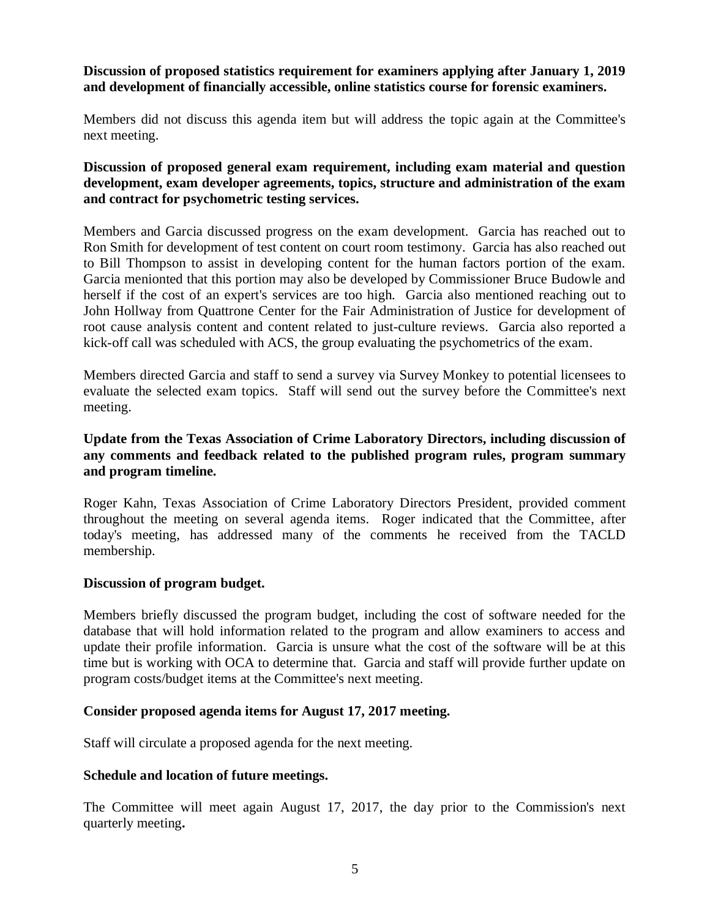**Discussion of proposed statistics requirement for examiners applying after January 1, 2019 and development of financially accessible, online statistics course for forensic examiners.**

Members did not discuss this agenda item but will address the topic again at the Committee's next meeting.

**Discussion of proposed general exam requirement, including exam material and question development, exam developer agreements, topics, structure and administration of the exam and contract for psychometric testing services.**

Members and Garcia discussed progress on the exam development. Garcia has reached out to Ron Smith for development of test content on court room testimony. Garcia has also reached out to Bill Thompson to assist in developing content for the human factors portion of the exam. Garcia menionted that this portion may also be developed by Commissioner Bruce Budowle and herself if the cost of an expert's services are too high. Garcia also mentioned reaching out to John Hollway from Quattrone Center for the Fair Administration of Justice for development of root cause analysis content and content related to just-culture reviews. Garcia also reported a kick-off call was scheduled with ACS, the group evaluating the psychometrics of the exam.

Members directed Garcia and staff to send a survey via Survey Monkey to potential licensees to evaluate the selected exam topics. Staff will send out the survey before the Committee's next meeting.

**Update from the Texas Association of Crime Laboratory Directors, including discussion of any comments and feedback related to the published program rules, program summary and program timeline.**

Roger Kahn, Texas Association of Crime Laboratory Directors President, provided comment throughout the meeting on several agenda items. Roger indicated that the Committee, after today's meeting, has addressed many of the comments he received from the TACLD membership.

**Discussion of program budget.**

Members briefly discussed the program budget, including the cost of software needed for the database that will hold information related to the program and allow examiners to access and update their profile information. Garcia is unsure what the cost of the software will be at this time but is working with OCA to determine that. Garcia and staff will provide further update on program costs/budget items at the Committee's next meeting.

**Consider proposed agenda items for August 17, 2017 meeting.**

Staff will circulate a proposed agenda for the next meeting.

**Schedule and location of future meetings.**

The Committee will meet again August 17, 2017, the day prior to the Commission's next quarterly meeting**.**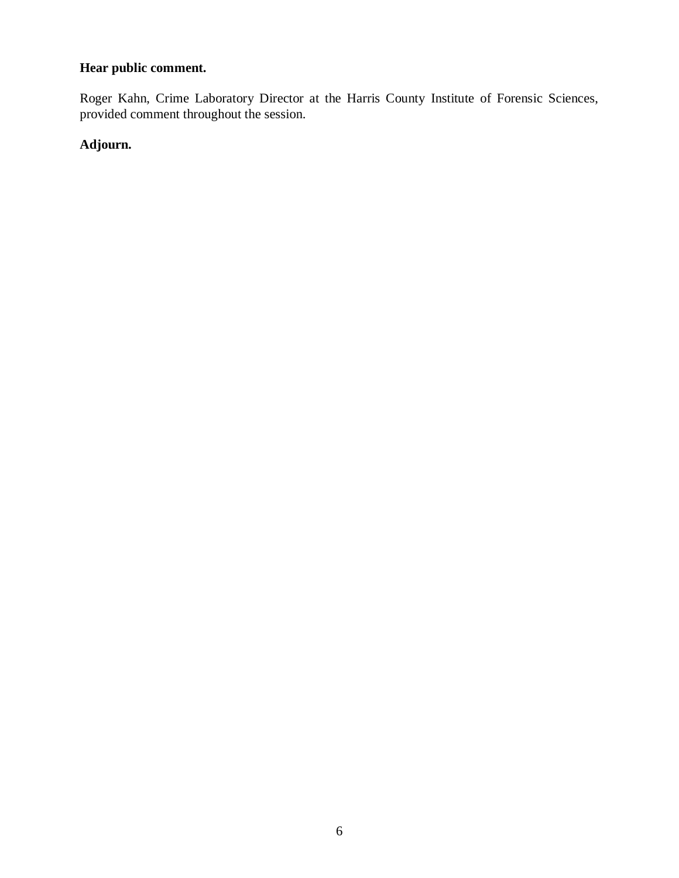**Hear public comment.**

Roger Kahn, Crime Laboratory Director at the Harris County Institute of Forensic Sciences, provided comment throughout the session.

**Adjourn.**